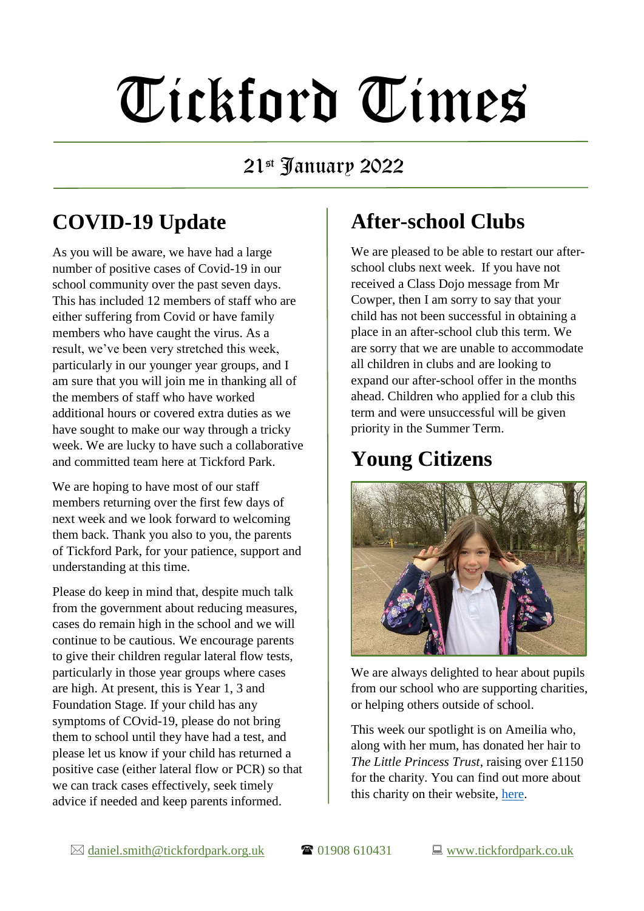# Tickford Times

21st January 2022

## COVID-19 Update

As you will be aware, we have had a large number of positive cases of Covid-19 in our school community over the past seven days. This has included 12 members of staff who are either suffering from Covid or have family members who have caught the virus. As a result, we've been very stretched this week, particularly in our younger year groups, and I am sure that you will join me in thanking all of the members of staff who have worked additional hours or covered extra duties as we have sought to make our way through a tricky week. We are lucky to have such a collaborative and committed team here at Tickford Park.

We are hoping to have most of our staff members returning over the first few days of next week and we look forward to welcoming them back. Thank you also to you, the parents of Tickford Park, for your patience, support and understanding at this time.

Please do keep in mind that, despite much talk from the government about reducing measures, cases do remain high in the school and we will continue to be cautious. We encourage parents to give their children regular lateral flow tests, particularly in those year groups where cases are high. At present, this is Year 1, 3 and Foundation Stage. If your child has any symptoms of COvid-19, please do not bring them to school until they have had a test, and please let us know if your child has returned a positive case (either lateral flow or PCR) so that we can track cases effectively, seek timely advice if needed and keep parents informed.

## After-school Clubs

We are pleased to be able to restart our after-school clubs next week. If you have not received a Class Dojo message from Mr Cowper, then I am sorry to say that your child has not been successful in obtaining a place in an after-school club this term. We are sorry that we are unable to accommodate all children in clubs and are looking to expand our after-school offer in the months ahead. Children who applied for a club this term and were unsuccessful will be given priority in the Summer Term.

## Young Citizens

We are always delighted to hear about pupils from our school who are supporting charities, or helping others outside of school.

This week our spotlight is on Ameilia who, along with her mum, has donated her hair to *The Little Princess Trust*, raising over £1150 for the charity. You can find out more about this charity on their website, here.

✉ daniel.smith@tickfordpark.org.uk ☎ 01908 610431 💻 www.tickfordpark.co.uk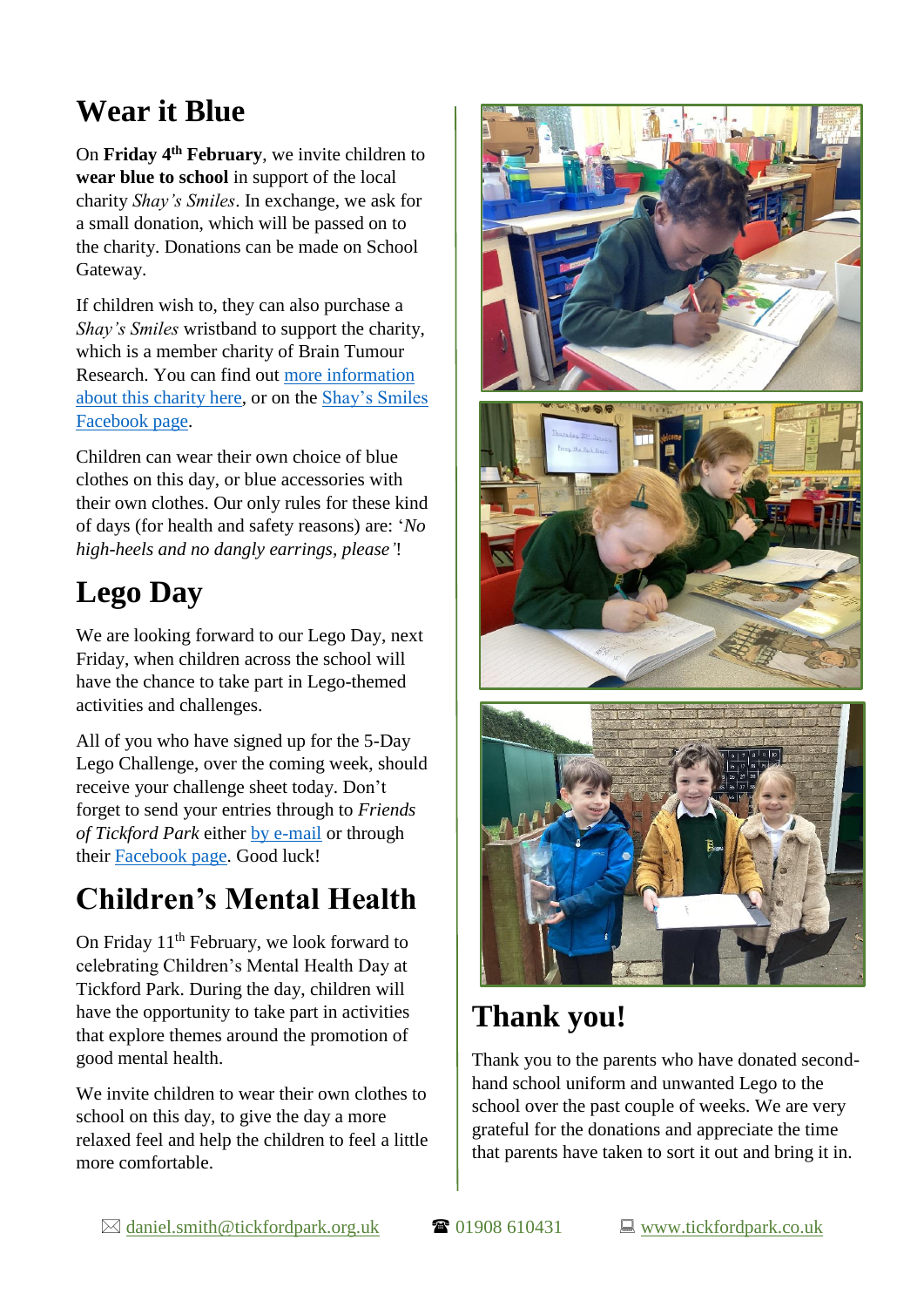## Wear it Blue

On **Friday 4th February**, we invite children to **wear blue to school** in support of the local charity *Shay's Smiles*. In exchange, we ask for a small donation, which will be passed on to the charity. Donations can be made on School Gateway.

If children wish to, they can also purchase a *Shay's Smiles* wristband to support the charity, which is a member charity of Brain Tumour Research. You can find out more information about this charity here, or on the Shay's Smiles Facebook page.

Children can wear their own choice of blue clothes on this day, or blue accessories with their own clothes. Our only rules for these kind of days (for health and safety reasons) are: '*No high-heels and no dangly earrings, please*'!

## Lego Day

We are looking forward to our Lego Day, next Friday, when children across the school will have the chance to take part in Lego-themed activities and challenges.

All of you who have signed up for the 5-Day Lego Challenge, over the coming week, should receive your challenge sheet today. Don't forget to send your entries through to *Friends of Tickford Park* either by e-mail or through their Facebook page. Good luck!

## Children's Mental Health

On Friday 11th February, we look forward to celebrating Children's Mental Health Day at Tickford Park. During the day, children will have the opportunity to take part in activities that explore themes around the promotion of good mental health.

We invite children to wear their own clothes to school on this day, to give the day a more relaxed feel and help the children to feel a little more comfortable.

## Thank you!

Thank you to the parents who have donated second-hand school uniform and unwanted Lego to the school over the past couple of weeks. We are very grateful for the donations and appreciate the time that parents have taken to sort it out and bring it in.

✉ daniel.smith@tickfordpark.org.uk ☎ 01908 610431 💻 www.tickfordpark.co.uk